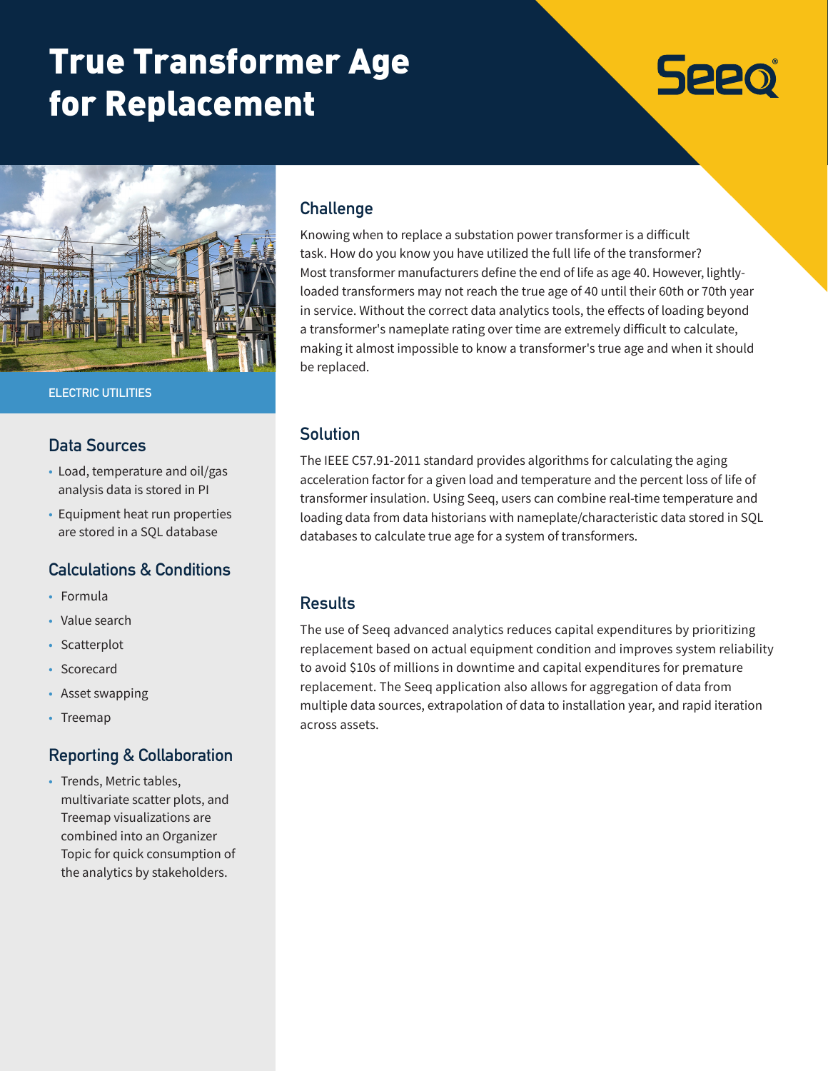# True Transformer Age for Replacement

ELECTRIC UTILITIES

## Data Sources

- Load, temperature and oil/gas analysis data is stored in PI
- Equipment heat run properties are stored in a SQL database

## Calculations & Conditions

- Formula
- Value search
- Scatterplot
- Scorecard
- Asset swapping
- Treemap

## Reporting & Collaboration

- Trends, Metric tables, multivariate scatter plots, and Treemap visualizations are combined into an Organizer Topic for quick consumption of the analytics by stakeholders.

## Challenge

Knowing when to replace a substation power transformer is a difficult task. How do you know you have utilized the full life of the transformer? Most transformer manufacturers define the end of life as age 40. However, lightly-loaded transformers may not reach the true age of 40 until their 60th or 70th year in service. Without the correct data analytics tools, the effects of loading beyond a transformer's nameplate rating over time are extremely difficult to calculate, making it almost impossible to know a transformer's true age and when it should be replaced.

## Solution

The IEEE C57.91-2011 standard provides algorithms for calculating the aging acceleration factor for a given load and temperature and the percent loss of life of transformer insulation. Using Seeq, users can combine real-time temperature and loading data from data historians with nameplate/characteristic data stored in SQL databases to calculate true age for a system of transformers.

## Results

The use of Seeq advanced analytics reduces capital expenditures by prioritizing replacement based on actual equipment condition and improves system reliability to avoid $10s of millions in downtime and capital expenditures for premature replacement. The Seeq application also allows for aggregation of data from multiple data sources, extrapolation of data to installation year, and rapid iteration across assets.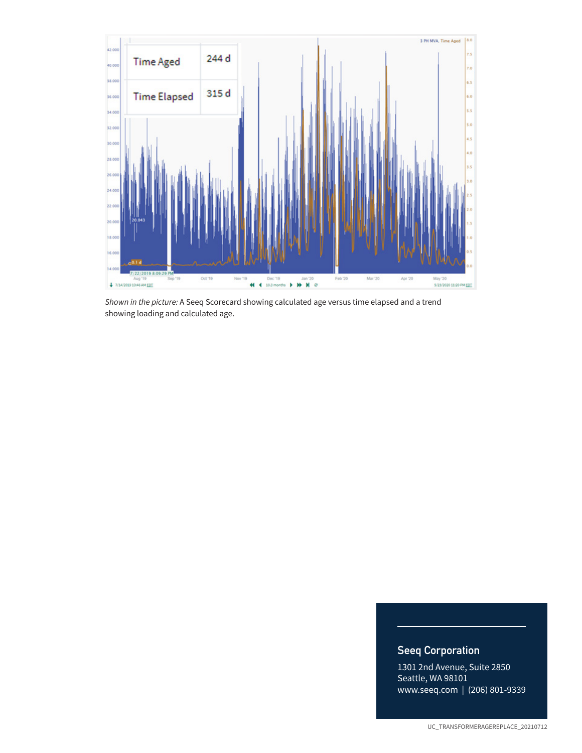Time Aged 244 d

Time Elapsed 315 d

3 PH MVA, Time Aged

42.000
40.000
38.000
36.000
34.000
32.000
30.000
28.000
26.000
24.000
22.000
20.000
18.000
16.000
14.000

8.0
7.5
7.0
6.5
6.0
5.5
5.0
4.5
4.0
3.5
3.0
2.5
2.0
1.5
1.0
0.5
0.0

20.043

0.1 d

7/22/2019 8:09:29 PM

Aug '19 Sep '19 Oct '19 Nov '19 Dec '19 Jan '20 Feb '20 Mar '20 Apr '20 May '20

7/14/2019 10:46 AM EDT

10.3 months

5/23/2020 11:20 PM EDT

*Shown in the picture:* A Seeq Scorecard showing calculated age versus time elapsed and a trend showing loading and calculated age.

**Seeq Corporation**

1301 2nd Avenue, Suite 2850
Seattle, WA 98101
www.seeq.com | (206) 801-9339

UC_TRANSFORMERAGEREPLACE_20210712